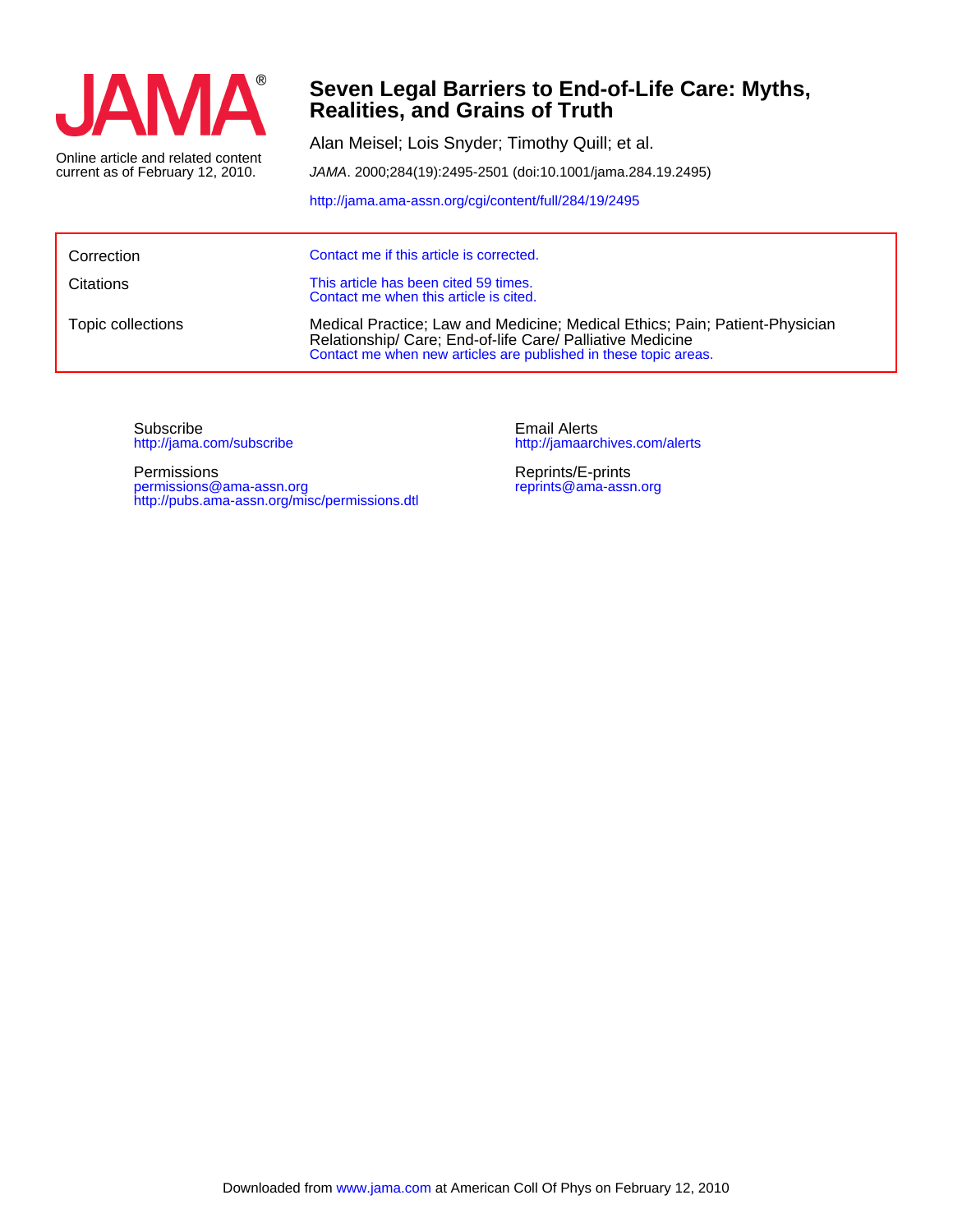JAMA®

Online article and related content current as of February 12, 2010.

# Seven Legal Barriers to End-of-Life Care: Myths, Realities, and Grains of Truth

Alan Meisel; Lois Snyder; Timothy Quill; et al.

*JAMA*. 2000;284(19):2495-2501 (doi:10.1001/jama.284.19.2495)

http://jama.ama-assn.org/cgi/content/full/284/19/2495

| | |
|---|---|
| Correction | Contact me if this article is corrected. |
| Citations | This article has been cited 59 times. Contact me when this article is cited. |
| Topic collections | Medical Practice; Law and Medicine; Medical Ethics; Pain; Patient-Physician Relationship/ Care; End-of-life Care/ Palliative Medicine Contact me when new articles are published in these topic areas. |

Subscribe
http://jama.com/subscribe

Permissions
permissions@ama-assn.org
http://pubs.ama-assn.org/misc/permissions.dtl

Email Alerts
http://jamaarchives.com/alerts

Reprints/E-prints
reprints@ama-assn.org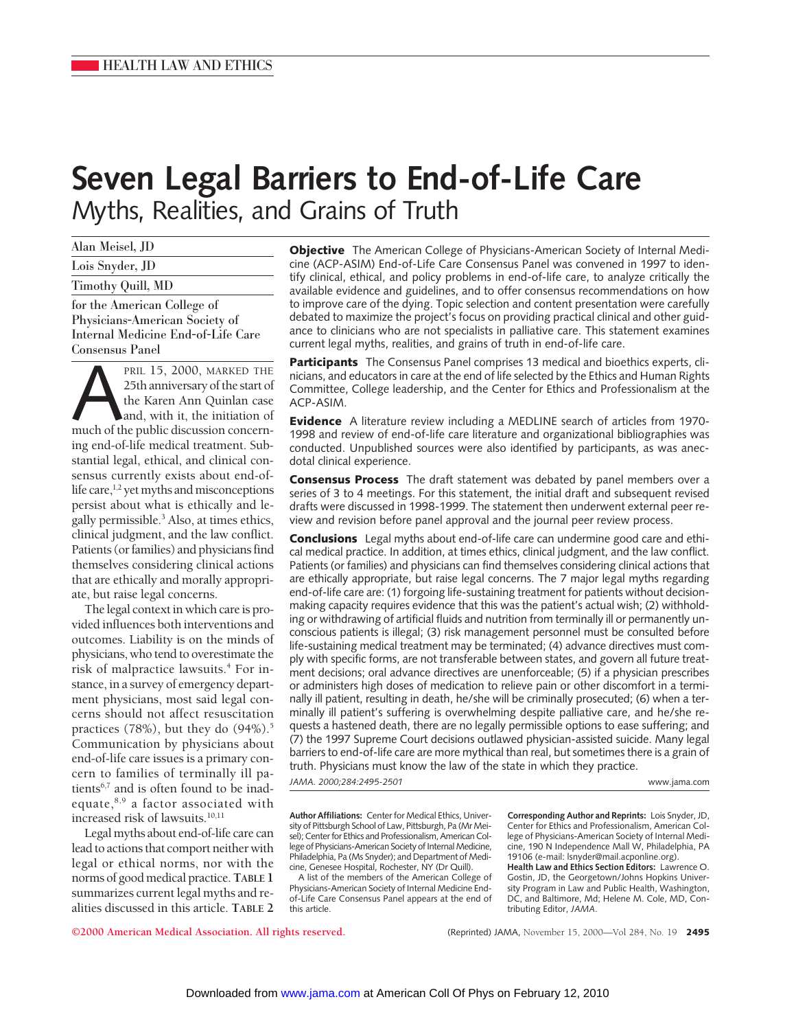HEALTH LAW AND ETHICS

# Seven Legal Barriers to End-of-Life Care

## Myths, Realities, and Grains of Truth

Alan Meisel, JD

Lois Snyder, JD

Timothy Quill, MD

for the American College of Physicians-American Society of Internal Medicine End-of-Life Care Consensus Panel

**Objective** The American College of Physicians-American Society of Internal Medicine (ACP-ASIM) End-of-Life Care Consensus Panel was convened in 1997 to identify clinical, ethical, and policy problems in end-of-life care, to analyze critically the available evidence and guidelines, and to offer consensus recommendations on how to improve care of the dying. Topic selection and content presentation were carefully debated to maximize the project's focus on providing practical clinical and other guidance to clinicians who are not specialists in palliative care. This statement examines current legal myths, realities, and grains of truth in end-of-life care.

**Participants** The Consensus Panel comprises 13 medical and bioethics experts, clinicians, and educators in care at the end of life selected by the Ethics and Human Rights Committee, College leadership, and the Center for Ethics and Professionalism at the ACP-ASIM.

**Evidence** A literature review including a MEDLINE search of articles from 1970-1998 and review of end-of-life care literature and organizational bibliographies was conducted. Unpublished sources were also identified by participants, as was anecdotal clinical experience.

**Consensus Process** The draft statement was debated by panel members over a series of 3 to 4 meetings. For this statement, the initial draft and subsequent revised drafts were discussed in 1998-1999. The statement then underwent external peer review and revision before panel approval and the journal peer review process.

**Conclusions** Legal myths about end-of-life care can undermine good care and ethical medical practice. In addition, at times ethics, clinical judgment, and the law conflict. Patients (or families) and physicians can find themselves considering clinical actions that are ethically appropriate, but raise legal concerns. The 7 major legal myths regarding end-of-life care are: (1) forgoing life-sustaining treatment for patients without decision-making capacity requires evidence that this was the patient's actual wish; (2) withholding or withdrawing of artificial fluids and nutrition from terminally ill or permanently unconscious patients is illegal; (3) risk management personnel must be consulted before life-sustaining medical treatment may be terminated; (4) advance directives must comply with specific forms, are not transferable between states, and govern all future treatment decisions; oral advance directives are unenforceable; (5) if a physician prescribes or administers high doses of medication to relieve pain or other discomfort in a terminally ill patient, resulting in death, he/she will be criminally prosecuted; (6) when a terminally ill patient's suffering is overwhelming despite palliative care, and he/she requests a hastened death, there are no legally permissible options to ease suffering; and (7) the 1997 Supreme Court decisions outlawed physician-assisted suicide. Many legal barriers to end-of-life care are more mythical than real, but sometimes there is a grain of truth. Physicians must know the law of the state in which they practice.

*JAMA. 2000;284:2495-2501* www.jama.com

April 15, 2000, marked the 25th anniversary of the start of the Karen Ann Quinlan case and, with it, the initiation of much of the public discussion concerning end-of-life medical treatment. Substantial legal, ethical, and clinical consensus currently exists about end-of-life care,[1,2] yet myths and misconceptions persist about what is ethically and legally permissible.[3] Also, at times ethics, clinical judgment, and the law conflict. Patients (or families) and physicians find themselves considering clinical actions that are ethically and morally appropriate, but raise legal concerns.

The legal context in which care is provided influences both interventions and outcomes. Liability is on the minds of physicians, who tend to overestimate the risk of malpractice lawsuits.[4] For instance, in a survey of emergency department physicians, most said legal concerns should not affect resuscitation practices (78%), but they do (94%).[5] Communication by physicians about end-of-life care issues is a primary concern to families of terminally ill patients[6,7] and is often found to be inadequate,[8,9] a factor associated with increased risk of lawsuits.[10,11]

Legal myths about end-of-life care can lead to actions that comport neither with legal or ethical norms, nor with the norms of good medical practice. **TABLE 1** summarizes current legal myths and realities discussed in this article. **TABLE 2**

**Author Affiliations:** Center for Medical Ethics, University of Pittsburgh School of Law, Pittsburgh, Pa (Mr Meisel); Center for Ethics and Professionalism, American College of Physicians-American Society of Internal Medicine, Philadelphia, Pa (Ms Snyder); and Department of Medicine, Genesee Hospital, Rochester, NY (Dr Quill).

A list of the members of the American College of Physicians-American Society of Internal Medicine End-of-Life Care Consensus Panel appears at the end of this article.

**Corresponding Author and Reprints:** Lois Snyder, JD, Center for Ethics and Professionalism, American College of Physicians-American Society of Internal Medicine, 190 N Independence Mall W, Philadelphia, PA 19106 (e-mail: lsnyder@mail.acponline.org).

**Health Law and Ethics Section Editors:** Lawrence O. Gostin, JD, the Georgetown/Johns Hopkins University Program in Law and Public Health, Washington, DC, and Baltimore, Md; Helene M. Cole, MD, Contributing Editor, *JAMA*.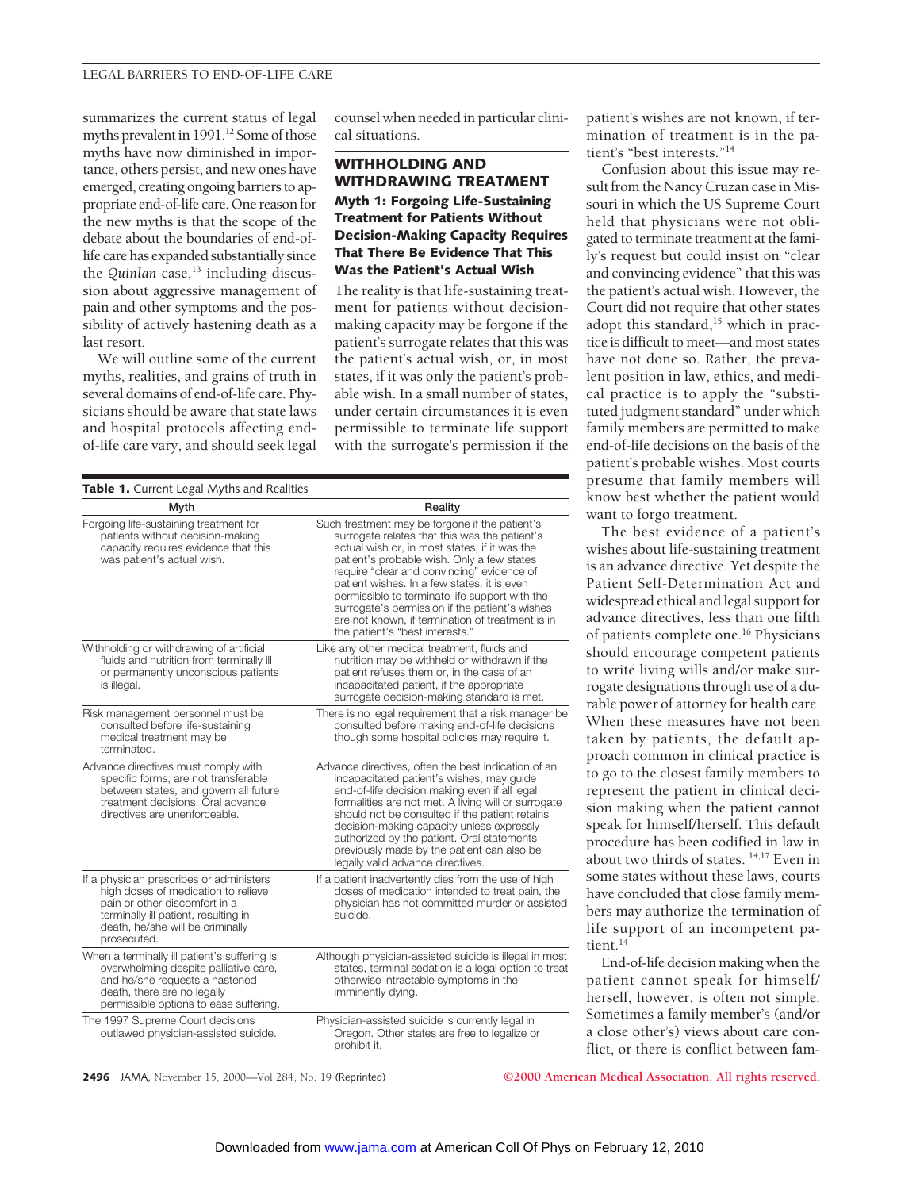summarizes the current status of legal myths prevalent in 1991.[12] Some of those myths have now diminished in importance, others persist, and new ones have emerged, creating ongoing barriers to appropriate end-of-life care. One reason for the new myths is that the scope of the debate about the boundaries of end-of-life care has expanded substantially since the *Quinlan* case,[13] including discussion about aggressive management of pain and other symptoms and the possibility of actively hastening death as a last resort.

We will outline some of the current myths, realities, and grains of truth in several domains of end-of-life care. Physicians should be aware that state laws and hospital protocols affecting end-of-life care vary, and should seek legal counsel when needed in particular clinical situations.

## WITHHOLDING AND WITHDRAWING TREATMENT

### Myth 1: Forgoing Life-Sustaining Treatment for Patients Without Decision-Making Capacity Requires That There Be Evidence That This Was the Patient's Actual Wish

The reality is that life-sustaining treatment for patients without decision-making capacity may be forgone if the patient's surrogate relates that this was the patient's actual wish, or, in most states, if it was only the patient's probable wish. In a small number of states, under certain circumstances it is even permissible to terminate life support with the surrogate's permission if the patient's wishes are not known, if termination of treatment is in the patient's "best interests."[14]

Confusion about this issue may result from the Nancy Cruzan case in Missouri in which the US Supreme Court held that physicians were not obligated to terminate treatment at the family's request but could insist on "clear and convincing evidence" that this was the patient's actual wish. However, the Court did not require that other states adopt this standard,[15] which in practice is difficult to meet—and most states have not done so. Rather, the prevalent position in law, ethics, and medical practice is to apply the "substituted judgment standard" under which family members are permitted to make end-of-life decisions on the basis of the patient's probable wishes. Most courts presume that family members will know best whether the patient would want to forgo treatment.

The best evidence of a patient's wishes about life-sustaining treatment is an advance directive. Yet despite the Patient Self-Determination Act and widespread ethical and legal support for advance directives, less than one fifth of patients complete one.[16] Physicians should encourage competent patients to write living wills and/or make surrogate designations through use of a durable power of attorney for health care. When these measures have not been taken by patients, the default approach common in clinical practice is to go to the closest family members to represent the patient in clinical decision making when the patient cannot speak for himself/herself. This default procedure has been codified in law in about two thirds of states.[14,17] Even in some states without these laws, courts have concluded that close family members may authorize the termination of life support of an incompetent patient.[14]

End-of-life decision making when the patient cannot speak for himself/herself, however, is often not simple. Sometimes a family member's (and/or a close other's) views about care conflict, or there is conflict between fam-

**Table 1.** Current Legal Myths and Realities

| Myth | Reality |
|---|---|
| Forgoing life-sustaining treatment for patients without decision-making capacity requires evidence that this was patient's actual wish. | Such treatment may be forgone if the patient's surrogate relates that this was the patient's actual wish or, in most states, if it was the patient's probable wish. Only a few states require "clear and convincing" evidence of patient wishes. In a few states, it is even permissible to terminate life support with the surrogate's permission if the patient's wishes are not known, if termination of treatment is in the patient's "best interests." |
| Withholding or withdrawing of artificial fluids and nutrition from terminally ill or permanently unconscious patients is illegal. | Like any other medical treatment, fluids and nutrition may be withheld or withdrawn if the patient refuses them or, in the case of an incapacitated patient, if the appropriate surrogate decision-making standard is met. |
| Risk management personnel must be consulted before life-sustaining medical treatment may be terminated. | There is no legal requirement that a risk manager be consulted before making end-of-life decisions though some hospital policies may require it. |
| Advance directives must comply with specific forms, are not transferable between states, and govern all future treatment decisions. Oral advance directives are unenforceable. | Advance directives, often the best indication of an incapacitated patient's wishes, may guide end-of-life decision making even if all legal formalities are not met. A living will or surrogate should not be consulted if the patient retains decision-making capacity unless expressly authorized by the patient. Oral statements previously made by the patient can also be legally valid advance directives. |
| If a physician prescribes or administers high doses of medication to relieve pain or other discomfort in a terminally ill patient, resulting in death, he/she will be criminally prosecuted. | If a patient inadvertently dies from the use of high doses of medication intended to treat pain, the physician has not committed murder or assisted suicide. |
| When a terminally ill patient's suffering is overwhelming despite palliative care, and he/she requests a hastened death, there are no legally permissible options to ease suffering. | Although physician-assisted suicide is illegal in most states, terminal sedation is a legal option to treat otherwise intractable symptoms in the imminently dying. |
| The 1997 Supreme Court decisions outlawed physician-assisted suicide. | Physician-assisted suicide is currently legal in Oregon. Other states are free to legalize or prohibit it. |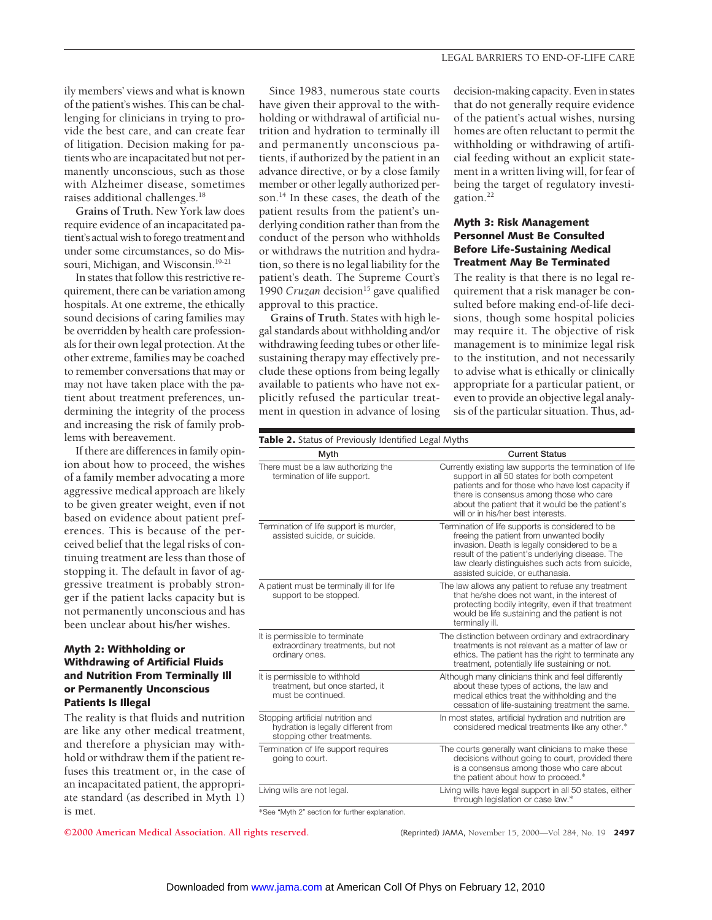ily members' views and what is known of the patient's wishes. This can be challenging for clinicians in trying to provide the best care, and can create fear of litigation. Decision making for patients who are incapacitated but not permanently unconscious, such as those with Alzheimer disease, sometimes raises additional challenges.[18]

**Grains of Truth.** New York law does require evidence of an incapacitated patient's actual wish to forego treatment and under some circumstances, so do Missouri, Michigan, and Wisconsin.[19-21]

In states that follow this restrictive requirement, there can be variation among hospitals. At one extreme, the ethically sound decisions of caring families may be overridden by health care professionals for their own legal protection. At the other extreme, families may be coached to remember conversations that may or may not have taken place with the patient about treatment preferences, undermining the integrity of the process and increasing the risk of family problems with bereavement.

If there are differences in family opinion about how to proceed, the wishes of a family member advocating a more aggressive medical approach are likely to be given greater weight, even if not based on evidence about patient preferences. This is because of the perceived belief that the legal risks of continuing treatment are less than those of stopping it. The default in favor of aggressive treatment is probably stronger if the patient lacks capacity but is not permanently unconscious and has been unclear about his/her wishes.

### Myth 2: Withholding or Withdrawing of Artificial Fluids and Nutrition From Terminally Ill or Permanently Unconscious Patients Is Illegal

The reality is that fluids and nutrition are like any other medical treatment, and therefore a physician may withhold or withdraw them if the patient refuses this treatment or, in the case of an incapacitated patient, the appropriate standard (as described in Myth 1) is met.

Since 1983, numerous state courts have given their approval to the withholding or withdrawal of artificial nutrition and hydration to terminally ill and permanently unconscious patients, if authorized by the patient in an advance directive, or by a close family member or other legally authorized person.[14] In these cases, the death of the patient results from the patient's underlying condition rather than from the conduct of the person who withholds or withdraws the nutrition and hydration, so there is no legal liability for the patient's death. The Supreme Court's 1990 *Cruzan* decision[15] gave qualified approval to this practice.

**Grains of Truth.** States with high legal standards about withholding and/or withdrawing feeding tubes or other life-sustaining therapy may effectively preclude these options from being legally available to patients who have not explicitly refused the particular treatment in question in advance of losing decision-making capacity. Even in states that do not generally require evidence of the patient's actual wishes, nursing homes are often reluctant to permit the withholding or withdrawing of artificial feeding without an explicit statement in a written living will, for fear of being the target of regulatory investigation.[22]

### Myth 3: Risk Management Personnel Must Be Consulted Before Life-Sustaining Medical Treatment May Be Terminated

The reality is that there is no legal requirement that a risk manager be consulted before making end-of-life decisions, though some hospital policies may require it. The objective of risk management is to minimize legal risk to the institution, and not necessarily to advise what is ethically or clinically appropriate for a particular patient, or even to provide an objective legal analysis of the particular situation. Thus, ad-

**Table 2.** Status of Previously Identified Legal Myths

| Myth | Current Status |
|---|---|
| There must be a law authorizing the termination of life support. | Currently existing law supports the termination of life support in all 50 states for both competent patients and for those who have lost capacity if there is consensus among those who care about the patient that it would be the patient's will or in his/her best interests. |
| Termination of life support is murder, assisted suicide, or suicide. | Termination of life supports is considered to be freeing the patient from unwanted bodily invasion. Death is legally considered to be a result of the patient's underlying disease. The law clearly distinguishes such acts from suicide, assisted suicide, or euthanasia. |
| A patient must be terminally ill for life support to be stopped. | The law allows any patient to refuse any treatment that he/she does not want, in the interest of protecting bodily integrity, even if that treatment would be life sustaining and the patient is not terminally ill. |
| It is permissible to terminate extraordinary treatments, but not ordinary ones. | The distinction between ordinary and extraordinary treatments is not relevant as a matter of law or ethics. The patient has the right to terminate any treatment, potentially life sustaining or not. |
| It is permissible to withhold treatment, but once started, it must be continued. | Although many clinicians think and feel differently about these types of actions, the law and medical ethics treat the withholding and the cessation of life-sustaining treatment the same. |
| Stopping artificial nutrition and hydration is legally different from stopping other treatments. | In most states, artificial hydration and nutrition are considered medical treatments like any other.* |
| Termination of life support requires going to court. | The courts generally want clinicians to make these decisions without going to court, provided there is a consensus among those who care about the patient about how to proceed.* |
| Living wills are not legal. | Living wills have legal support in all 50 states, either through legislation or case law.* |

*See "Myth 2" section for further explanation.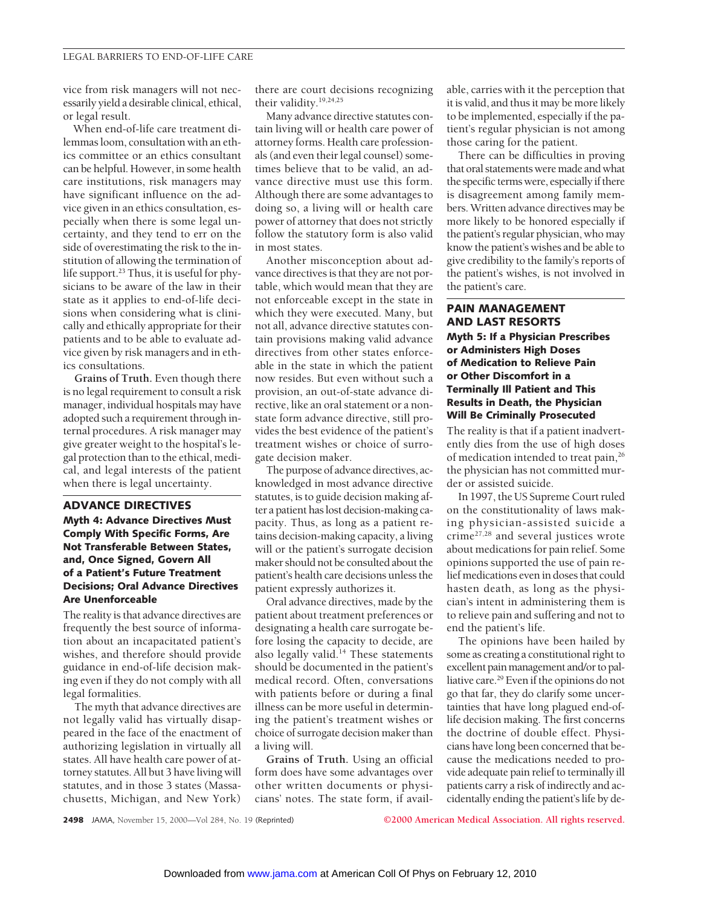vice from risk managers will not necessarily yield a desirable clinical, ethical, or legal result.

When end-of-life care treatment dilemmas loom, consultation with an ethics committee or an ethics consultant can be helpful. However, in some health care institutions, risk managers may have significant influence on the advice given in an ethics consultation, especially when there is some legal uncertainty, and they tend to err on the side of overestimating the risk to the institution of allowing the termination of life support.[23] Thus, it is useful for physicians to be aware of the law in their state as it applies to end-of-life decisions when considering what is clinically and ethically appropriate for their patients and to be able to evaluate advice given by risk managers and in ethics consultations.

**Grains of Truth.** Even though there is no legal requirement to consult a risk manager, individual hospitals may have adopted such a requirement through internal procedures. A risk manager may give greater weight to the hospital's legal protection than to the ethical, medical, and legal interests of the patient when there is legal uncertainty.

## ADVANCE DIRECTIVES

### Myth 4: Advance Directives Must Comply With Specific Forms, Are Not Transferable Between States, and, Once Signed, Govern All of a Patient's Future Treatment Decisions; Oral Advance Directives Are Unenforceable

The reality is that advance directives are frequently the best source of information about an incapacitated patient's wishes, and therefore should provide guidance in end-of-life decision making even if they do not comply with all legal formalities.

The myth that advance directives are not legally valid has virtually disappeared in the face of the enactment of authorizing legislation in virtually all states. All have health care power of attorney statutes. All but 3 have living will statutes, and in those 3 states (Massachusetts, Michigan, and New York) there are court decisions recognizing their validity.[19,24,25]

Many advance directive statutes contain living will or health care power of attorney forms. Health care professionals (and even their legal counsel) sometimes believe that to be valid, an advance directive must use this form. Although there are some advantages to doing so, a living will or health care power of attorney that does not strictly follow the statutory form is also valid in most states.

Another misconception about advance directives is that they are not portable, which would mean that they are not enforceable except in the state in which they were executed. Many, but not all, advance directive statutes contain provisions making valid advance directives from other states enforceable in the state in which the patient now resides. But even without such a provision, an out-of-state advance directive, like an oral statement or a nonstate form advance directive, still provides the best evidence of the patient's treatment wishes or choice of surrogate decision maker.

The purpose of advance directives, acknowledged in most advance directive statutes, is to guide decision making after a patient has lost decision-making capacity. Thus, as long as a patient retains decision-making capacity, a living will or the patient's surrogate decision maker should not be consulted about the patient's health care decisions unless the patient expressly authorizes it.

Oral advance directives, made by the patient about treatment preferences or designating a health care surrogate before losing the capacity to decide, are also legally valid.[14] These statements should be documented in the patient's medical record. Often, conversations with patients before or during a final illness can be more useful in determining the patient's treatment wishes or choice of surrogate decision maker than a living will.

**Grains of Truth.** Using an official form does have some advantages over other written documents or physicians' notes. The state form, if available, carries with it the perception that it is valid, and thus it may be more likely to be implemented, especially if the patient's regular physician is not among those caring for the patient.

There can be difficulties in proving that oral statements were made and what the specific terms were, especially if there is disagreement among family members. Written advance directives may be more likely to be honored especially if the patient's regular physician, who may know the patient's wishes and be able to give credibility to the family's reports of the patient's wishes, is not involved in the patient's care.

## PAIN MANAGEMENT AND LAST RESORTS

### Myth 5: If a Physician Prescribes or Administers High Doses of Medication to Relieve Pain or Other Discomfort in a Terminally Ill Patient and This Results in Death, the Physician Will Be Criminally Prosecuted

The reality is that if a patient inadvertently dies from the use of high doses of medication intended to treat pain,[26] the physician has not committed murder or assisted suicide.

In 1997, the US Supreme Court ruled on the constitutionality of laws making physician-assisted suicide a crime[27,28] and several justices wrote about medications for pain relief. Some opinions supported the use of pain relief medications even in doses that could hasten death, as long as the physician's intent in administering them is to relieve pain and suffering and not to end the patient's life.

The opinions have been hailed by some as creating a constitutional right to excellent pain management and/or to palliative care.[29] Even if the opinions do not go that far, they do clarify some uncertainties that have long plagued end-of-life decision making. The first concerns the doctrine of double effect. Physicians have long been concerned that because the medications needed to provide adequate pain relief to terminally ill patients carry a risk of indirectly and accidentally ending the patient's life by de-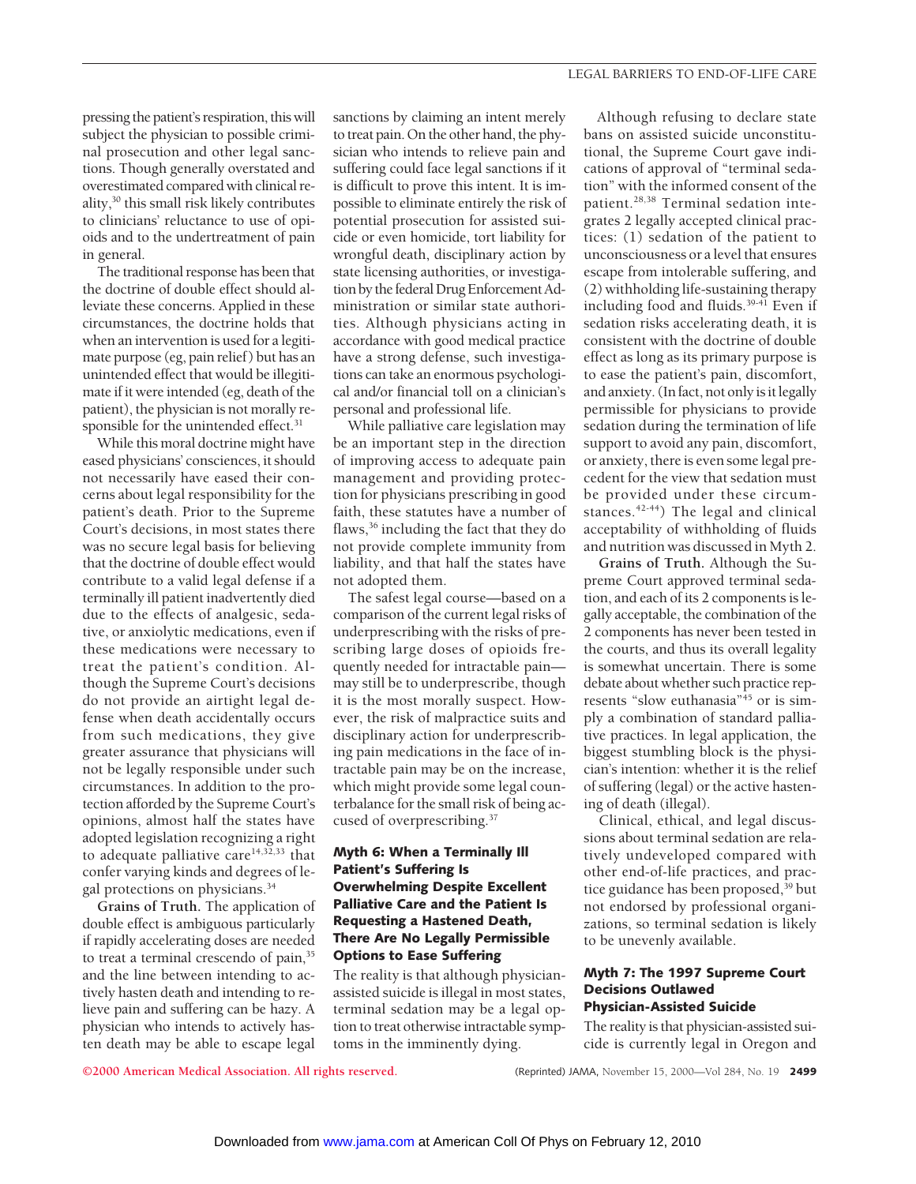pressing the patient's respiration, this will subject the physician to possible criminal prosecution and other legal sanctions. Though generally overstated and overestimated compared with clinical reality,[30] this small risk likely contributes to clinicians' reluctance to use of opioids and to the undertreatment of pain in general.

The traditional response has been that the doctrine of double effect should alleviate these concerns. Applied in these circumstances, the doctrine holds that when an intervention is used for a legitimate purpose (eg, pain relief) but has an unintended effect that would be illegitimate if it were intended (eg, death of the patient), the physician is not morally responsible for the unintended effect.[31]

While this moral doctrine might have eased physicians' consciences, it should not necessarily have eased their concerns about legal responsibility for the patient's death. Prior to the Supreme Court's decisions, in most states there was no secure legal basis for believing that the doctrine of double effect would contribute to a valid legal defense if a terminally ill patient inadvertently died due to the effects of analgesic, sedative, or anxiolytic medications, even if these medications were necessary to treat the patient's condition. Although the Supreme Court's decisions do not provide an airtight legal defense when death accidentally occurs from such medications, they give greater assurance that physicians will not be legally responsible under such circumstances. In addition to the protection afforded by the Supreme Court's opinions, almost half the states have adopted legislation recognizing a right to adequate palliative care[14,32,33] that confer varying kinds and degrees of legal protections on physicians.[34]

**Grains of Truth.** The application of double effect is ambiguous particularly if rapidly accelerating doses are needed to treat a terminal crescendo of pain,[35] and the line between intending to actively hasten death and intending to relieve pain and suffering can be hazy. A physician who intends to actively hasten death may be able to escape legal sanctions by claiming an intent merely to treat pain. On the other hand, the physician who intends to relieve pain and suffering could face legal sanctions if it is difficult to prove this intent. It is impossible to eliminate entirely the risk of potential prosecution for assisted suicide or even homicide, tort liability for wrongful death, disciplinary action by state licensing authorities, or investigation by the federal Drug Enforcement Administration or similar state authorities. Although physicians acting in accordance with good medical practice have a strong defense, such investigations can take an enormous psychological and/or financial toll on a clinician's personal and professional life.

While palliative care legislation may be an important step in the direction of improving access to adequate pain management and providing protection for physicians prescribing in good faith, these statutes have a number of flaws,[36] including the fact that they do not provide complete immunity from liability, and that half the states have not adopted them.

The safest legal course—based on a comparison of the current legal risks of underprescribing with the risks of prescribing large doses of opioids frequently needed for intractable pain—may still be to underprescribe, though it is the most morally suspect. However, the risk of malpractice suits and disciplinary action for underprescribing pain medications in the face of intractable pain may be on the increase, which might provide some legal counterbalance for the small risk of being accused of overprescribing.[37]

### Myth 6: When a Terminally Ill Patient's Suffering Is Overwhelming Despite Excellent Palliative Care and the Patient Is Requesting a Hastened Death, There Are No Legally Permissible Options to Ease Suffering

The reality is that although physician-assisted suicide is illegal in most states, terminal sedation may be a legal option to treat otherwise intractable symptoms in the imminently dying.

Although refusing to declare state bans on assisted suicide unconstitutional, the Supreme Court gave indications of approval of "terminal sedation" with the informed consent of the patient.[28,38] Terminal sedation integrates 2 legally accepted clinical practices: (1) sedation of the patient to unconsciousness or a level that ensures escape from intolerable suffering, and (2) withholding life-sustaining therapy including food and fluids.[39-41] Even if sedation risks accelerating death, it is consistent with the doctrine of double effect as long as its primary purpose is to ease the patient's pain, discomfort, and anxiety. (In fact, not only is it legally permissible for physicians to provide sedation during the termination of life support to avoid any pain, discomfort, or anxiety, there is even some legal precedent for the view that sedation must be provided under these circumstances.[42-44]) The legal and clinical acceptability of withholding of fluids and nutrition was discussed in Myth 2.

**Grains of Truth.** Although the Supreme Court approved terminal sedation, and each of its 2 components is legally acceptable, the combination of the 2 components has never been tested in the courts, and thus its overall legality is somewhat uncertain. There is some debate about whether such practice represents "slow euthanasia"[45] or is simply a combination of standard palliative practices. In legal application, the biggest stumbling block is the physician's intention: whether it is the relief of suffering (legal) or the active hastening of death (illegal).

Clinical, ethical, and legal discussions about terminal sedation are relatively undeveloped compared with other end-of-life practices, and practice guidance has been proposed,[39] but not endorsed by professional organizations, so terminal sedation is likely to be unevenly available.

### Myth 7: The 1997 Supreme Court Decisions Outlawed Physician-Assisted Suicide

The reality is that physician-assisted suicide is currently legal in Oregon and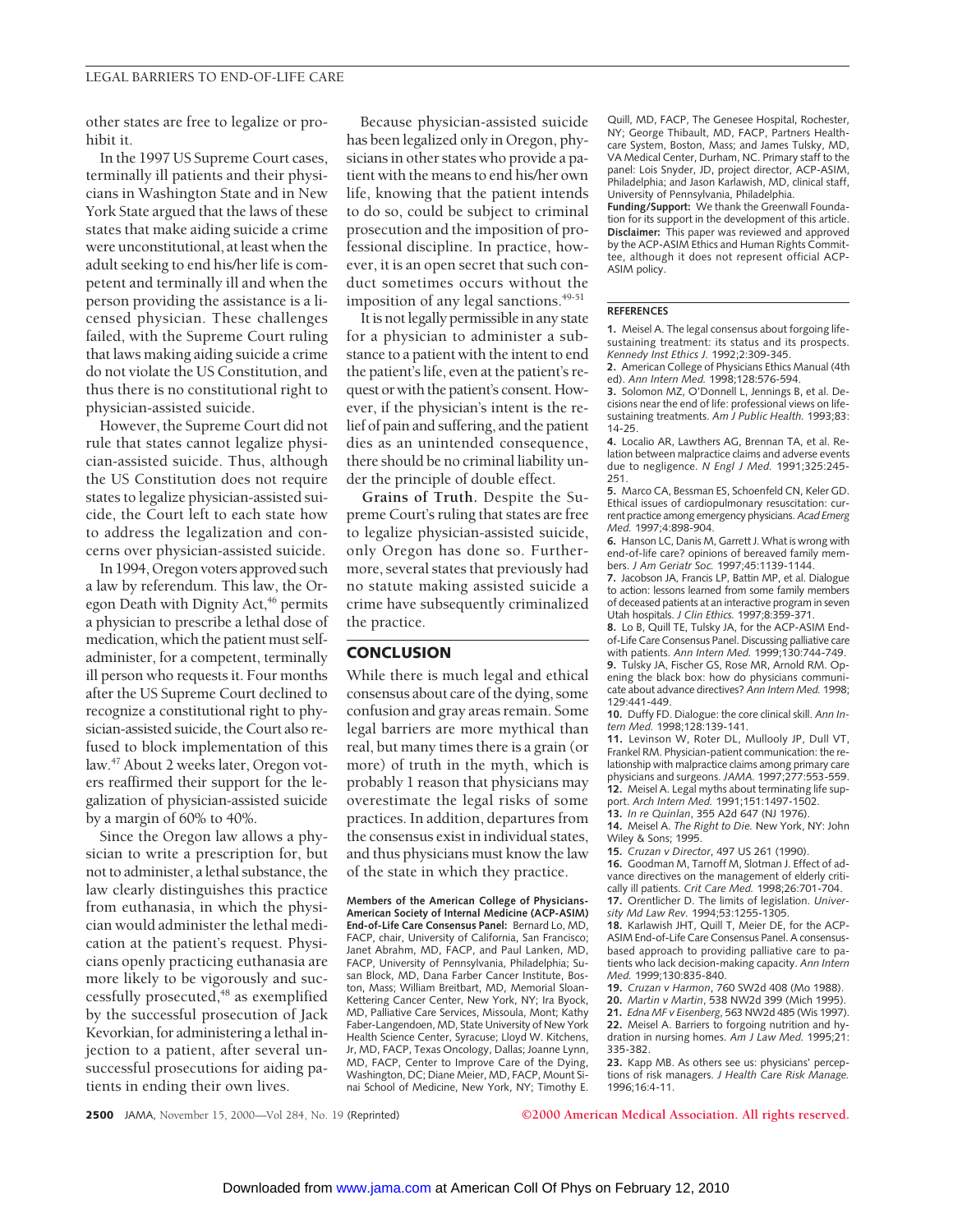other states are free to legalize or prohibit it.

In the 1997 US Supreme Court cases, terminally ill patients and their physicians in Washington State and in New York State argued that the laws of these states that make aiding suicide a crime were unconstitutional, at least when the adult seeking to end his/her life is competent and terminally ill and when the person providing the assistance is a licensed physician. These challenges failed, with the Supreme Court ruling that laws making aiding suicide a crime do not violate the US Constitution, and thus there is no constitutional right to physician-assisted suicide.

However, the Supreme Court did not rule that states cannot legalize physician-assisted suicide. Thus, although the US Constitution does not require states to legalize physician-assisted suicide, the Court left to each state how to address the legalization and concerns over physician-assisted suicide.

In 1994, Oregon voters approved such a law by referendum. This law, the Oregon Death with Dignity Act,[46] permits a physician to prescribe a lethal dose of medication, which the patient must self-administer, for a competent, terminally ill person who requests it. Four months after the US Supreme Court declined to recognize a constitutional right to physician-assisted suicide, the Court also refused to block implementation of this law.[47] About 2 weeks later, Oregon voters reaffirmed their support for the legalization of physician-assisted suicide by a margin of 60% to 40%.

Since the Oregon law allows a physician to write a prescription for, but not to administer, a lethal substance, the law clearly distinguishes this practice from euthanasia, in which the physician would administer the lethal medication at the patient's request. Physicians openly practicing euthanasia are more likely to be vigorously and successfully prosecuted,[48] as exemplified by the successful prosecution of Jack Kevorkian, for administering a lethal injection to a patient, after several unsuccessful prosecutions for aiding patients in ending their own lives.

Because physician-assisted suicide has been legalized only in Oregon, physicians in other states who provide a patient with the means to end his/her own life, knowing that the patient intends to do so, could be subject to criminal prosecution and the imposition of professional discipline. In practice, however, it is an open secret that such conduct sometimes occurs without the imposition of any legal sanctions.[49-51]

It is not legally permissible in any state for a physician to administer a substance to a patient with the intent to end the patient's life, even at the patient's request or with the patient's consent. However, if the physician's intent is the relief of pain and suffering, and the patient dies as an unintended consequence, there should be no criminal liability under the principle of double effect.

**Grains of Truth.** Despite the Supreme Court's ruling that states are free to legalize physician-assisted suicide, only Oregon has done so. Furthermore, several states that previously had no statute making assisted suicide a crime have subsequently criminalized the practice.

## CONCLUSION

While there is much legal and ethical consensus about care of the dying, some confusion and gray areas remain. Some legal barriers are more mythical than real, but many times there is a grain (or more) of truth in the myth, which is probably 1 reason that physicians may overestimate the legal risks of some practices. In addition, departures from the consensus exist in individual states, and thus physicians must know the law of the state in which they practice.

**Members of the American College of Physicians-American Society of Internal Medicine (ACP-ASIM) End-of-Life Care Consensus Panel:** Bernard Lo, MD, FACP, chair, University of California, San Francisco; Janet Abrahm, MD, FACP, and Paul Lanken, MD, FACP, University of Pennsylvania, Philadelphia; Susan Block, MD, Dana Farber Cancer Institute, Boston, Mass; William Breitbart, MD, Memorial Sloan-Kettering Cancer Center, New York, NY; Ira Byock, MD, Palliative Care Services, Missoula, Mont; Kathy Faber-Langendoen, MD, State University of New York Health Science Center, Syracuse; Lloyd W. Kitchens, Jr, MD, FACP, Texas Oncology, Dallas; Joanne Lynn, MD, FACP, Center to Improve Care of the Dying, Washington, DC; Diane Meier, MD, FACP, Mount Sinai School of Medicine, New York, NY; Timothy E. Quill, MD, FACP, The Genesee Hospital, Rochester, NY; George Thibault, MD, FACP, Partners Healthcare System, Boston, Mass; and James Tulsky, MD, VA Medical Center, Durham, NC. Primary staff to the panel: Lois Snyder, JD, project director, ACP-ASIM, Philadelphia; and Jason Karlawish, MD, clinical staff, University of Pennsylvania, Philadelphia.

**Funding/Support:** We thank the Greenwall Foundation for its support in the development of this article.

**Disclaimer:** This paper was reviewed and approved by the ACP-ASIM Ethics and Human Rights Committee, although it does not represent official ACP-ASIM policy.

## REFERENCES

1. Meisel A. The legal consensus about forgoing life-sustaining treatment: its status and its prospects. *Kennedy Inst Ethics J.* 1992;2:309-345.
2. American College of Physicians Ethics Manual (4th ed). *Ann Intern Med.* 1998;128:576-594.
3. Solomon MZ, O'Donnell L, Jennings B, et al. Decisions near the end of life: professional views on life-sustaining treatments. *Am J Public Health.* 1993;83:14-25.
4. Localio AR, Lawthers AG, Brennan TA, et al. Relation between malpractice claims and adverse events due to negligence. *N Engl J Med.* 1991;325:245-251.
5. Marco CA, Bessman ES, Schoenfeld CN, Keler GD. Ethical issues of cardiopulmonary resuscitation: current practice among emergency physicians. *Acad Emerg Med.* 1997;4:898-904.
6. Hanson LC, Danis M, Garrett J. What is wrong with end-of-life care? opinions of bereaved family members. *J Am Geriatr Soc.* 1997;45:1139-1144.
7. Jacobson JA, Francis LP, Battin MP, et al. Dialogue to action: lessons learned from some family members of deceased patients at an interactive program in seven Utah hospitals. *J Clin Ethics.* 1997;8:359-371.
8. Lo B, Quill TE, Tulsky JA, for the ACP-ASIM End-of-Life Care Consensus Panel. Discussing palliative care with patients. *Ann Intern Med.* 1999;130:744-749.
9. Tulsky JA, Fischer GS, Rose MR, Arnold RM. Opening the black box: how do physicians communicate about advance directives? *Ann Intern Med.* 1998;129:441-449.
10. Duffy FD. Dialogue: the core clinical skill. *Ann Intern Med.* 1998;128:139-141.
11. Levinson W, Roter DL, Mullooly JP, Dull VT, Frankel RM. Physician-patient communication: the relationship with malpractice claims among primary care physicians and surgeons. *JAMA.* 1997;277:553-559.
12. Meisel A. Legal myths about terminating life support. *Arch Intern Med.* 1991;151:1497-1502.
13. *In re Quinlan*, 355 A2d 647 (NJ 1976).
14. Meisel A. *The Right to Die.* New York, NY: John Wiley & Sons; 1995.
15. *Cruzan v Director*, 497 US 261 (1990).
16. Goodman M, Tarnoff M, Slotman J. Effect of advance directives on the management of elderly critically ill patients. *Crit Care Med.* 1998;26:701-704.
17. Orentlicher D. The limits of legislation. *University Md Law Rev.* 1994;53:1255-1305.
18. Karlawish JHT, Quill T, Meier DE, for the ACP-ASIM End-of-Life Care Consensus Panel. A consensus-based approach to providing palliative care to patients who lack decision-making capacity. *Ann Intern Med.* 1999;130:835-840.
19. *Cruzan v Harmon*, 760 SW2d 408 (Mo 1988).
20. *Martin v Martin*, 538 NW2d 399 (Mich 1995).
21. *Edna MF v Eisenberg*, 563 NW2d 485 (Wis 1997).
22. Meisel A. Barriers to forgoing nutrition and hydration in nursing homes. *Am J Law Med.* 1995;21:335-382.
23. Kapp MB. As others see us: physicians' perceptions of risk managers. *J Health Care Risk Manage.* 1996;16:4-11.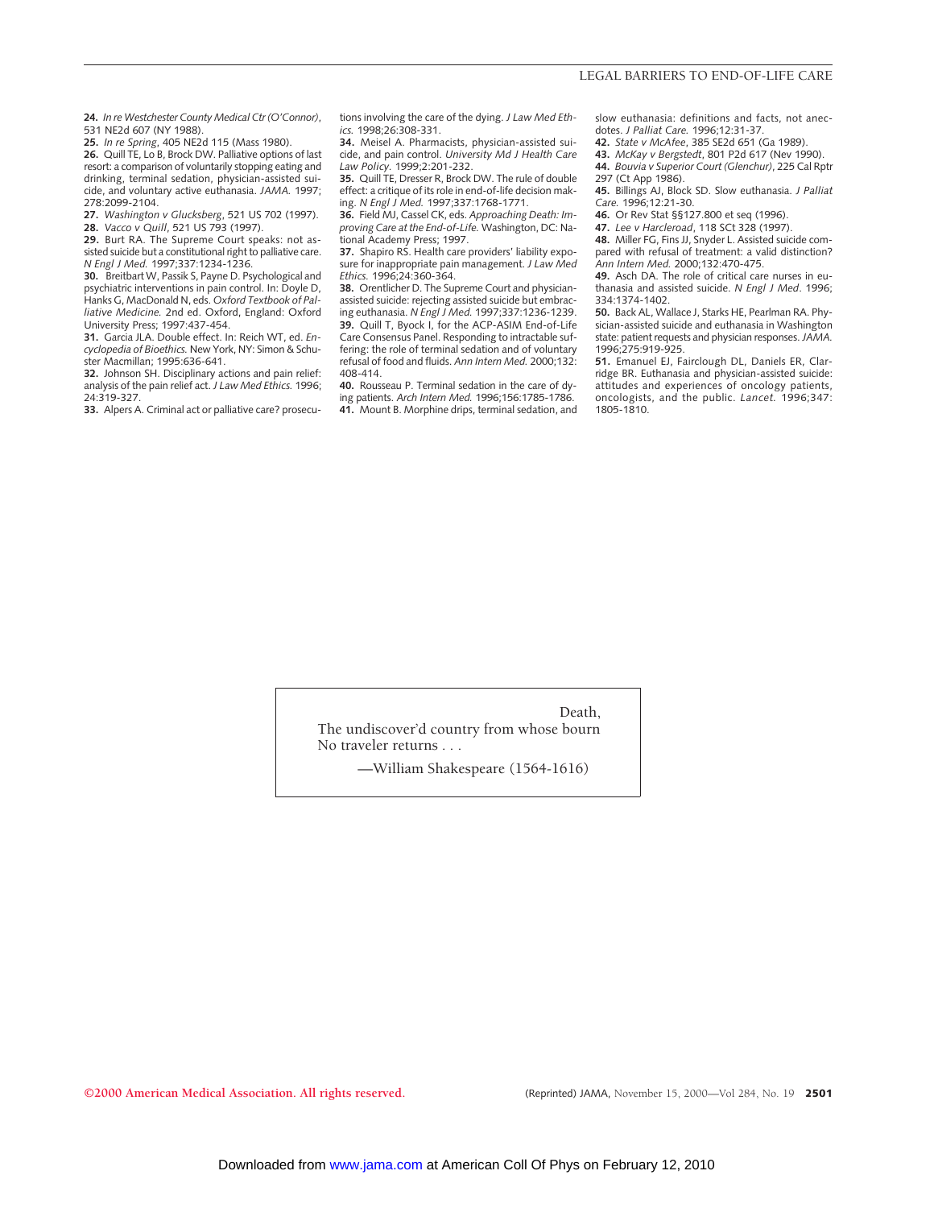**24.** *In re Westchester County Medical Ctr (O'Connor)*, 531 NE2d 607 (NY 1988).

**25.** *In re Spring*, 405 NE2d 115 (Mass 1980).

**26.** Quill TE, Lo B, Brock DW. Palliative options of last resort: a comparison of voluntarily stopping eating and drinking, terminal sedation, physician-assisted suicide, and voluntary active euthanasia. *JAMA.* 1997; 278:2099-2104.

**27.** *Washington v Glucksberg*, 521 US 702 (1997).

**28.** *Vacco v Quill*, 521 US 793 (1997).

**29.** Burt RA. The Supreme Court speaks: not assisted suicide but a constitutional right to palliative care. *N Engl J Med.* 1997;337:1234-1236.

**30.** Breitbart W, Passik S, Payne D. Psychological and psychiatric interventions in pain control. In: Doyle D, Hanks G, MacDonald N, eds. *Oxford Textbook of Palliative Medicine.* 2nd ed. Oxford, England: Oxford University Press; 1997:437-454.

**31.** Garcia JLA. Double effect. In: Reich WT, ed. *Encyclopedia of Bioethics.* New York, NY: Simon & Schuster Macmillan; 1995:636-641.

**32.** Johnson SH. Disciplinary actions and pain relief: analysis of the pain relief act. *J Law Med Ethics.* 1996; 24:319-327.

**33.** Alpers A. Criminal act or palliative care? prosecutions involving the care of the dying. *J Law Med Ethics.* 1998;26:308-331.

**34.** Meisel A. Pharmacists, physician-assisted suicide, and pain control. *University Md J Health Care Law Policy.* 1999;2:201-232.

**35.** Quill TE, Dresser R, Brock DW. The rule of double effect: a critique of its role in end-of-life decision making. *N Engl J Med.* 1997;337:1768-1771.

**36.** Field MJ, Cassel CK, eds. *Approaching Death: Improving Care at the End-of-Life.* Washington, DC: National Academy Press; 1997.

**37.** Shapiro RS. Health care providers' liability exposure for inappropriate pain management. *J Law Med Ethics.* 1996;24:360-364.

**38.** Orentlicher D. The Supreme Court and physician-assisted suicide: rejecting assisted suicide but embracing euthanasia. *N Engl J Med.* 1997;337:1236-1239.

**39.** Quill T, Byock I, for the ACP-ASIM End-of-Life Care Consensus Panel. Responding to intractable suffering: the role of terminal sedation and of voluntary refusal of food and fluids. *Ann Intern Med.* 2000;132: 408-414.

**40.** Rousseau P. Terminal sedation in the care of dying patients. *Arch Intern Med.* 1996;156:1785-1786.

**41.** Mount B. Morphine drips, terminal sedation, and slow euthanasia: definitions and facts, not anecdotes. *J Palliat Care.* 1996;12:31-37.

**42.** *State v McAfee*, 385 SE2d 651 (Ga 1989).

**43.** *McKay v Bergstedt*, 801 P2d 617 (Nev 1990).

**44.** *Bouvia v Superior Court (Glenchur)*, 225 Cal Rptr 297 (Ct App 1986).

**45.** Billings AJ, Block SD. Slow euthanasia. *J Palliat Care.* 1996;12:21-30.

**46.** Or Rev Stat §§127.800 et seq (1996).

**47.** *Lee v Harcleroad*, 118 SCt 328 (1997).

**48.** Miller FG, Fins JJ, Snyder L. Assisted suicide compared with refusal of treatment: a valid distinction? *Ann Intern Med.* 2000;132:470-475.

**49.** Asch DA. The role of critical care nurses in euthanasia and assisted suicide. *N Engl J Med*. 1996; 334:1374-1402.

**50.** Back AL, Wallace J, Starks HE, Pearlman RA. Physician-assisted suicide and euthanasia in Washington state: patient requests and physician responses. *JAMA.* 1996;275:919-925.

**51.** Emanuel EJ, Fairclough DL, Daniels ER, Clarridge BR. Euthanasia and physician-assisted suicide: attitudes and experiences of oncology patients, oncologists, and the public. *Lancet.* 1996;347: 1805-1810.

> Death,
> The undiscover'd country from whose bourn
> No traveler returns . . .
>
> —William Shakespeare (1564-1616)